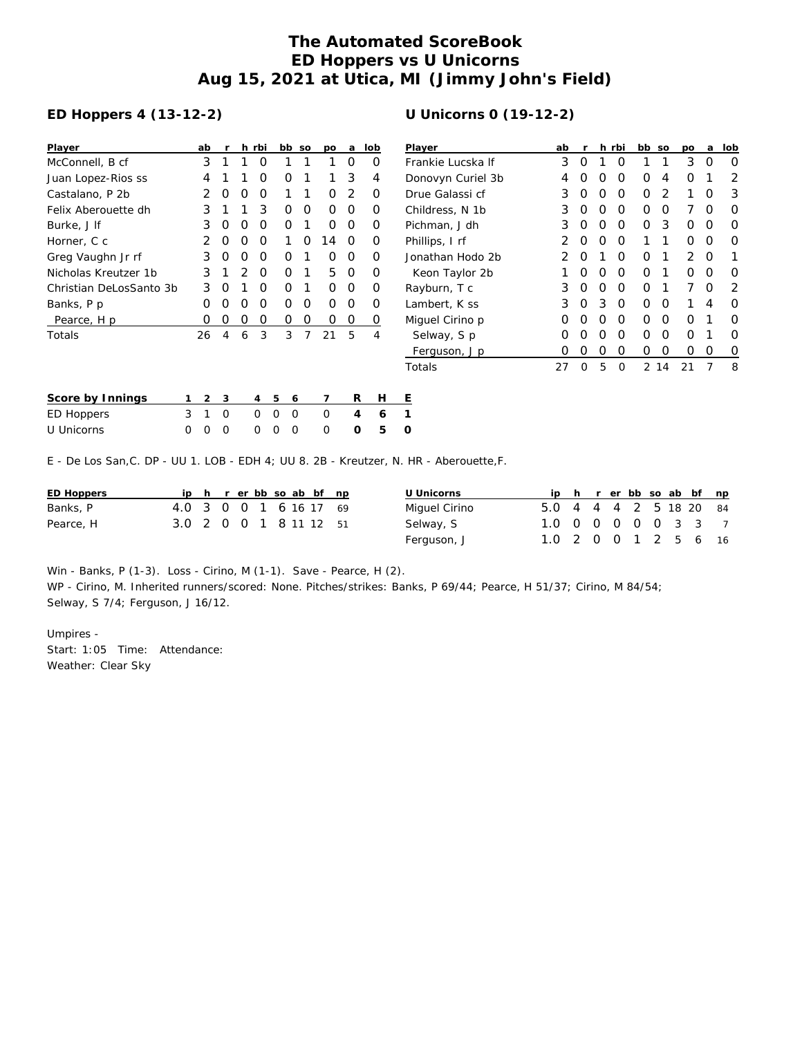# The Automated ScoreBook
## ED Hoppers vs U Unicorns
## Aug 15, 2021 at Utica, MI (Jimmy John's Field)

### ED Hoppers 4 (13-12-2)

| Player | ab | r | h | rbi | bb | so | po | a | lob |
|---|---|---|---|---|---|---|---|---|---|
| McConnell, B cf | 3 | 1 | 1 | 0 | 1 | 1 | 1 | 0 | 0 |
| Juan Lopez-Rios ss | 4 | 1 | 1 | 0 | 0 | 1 | 1 | 3 | 4 |
| Castalano, P 2b | 2 | 0 | 0 | 0 | 1 | 1 | 0 | 2 | 0 |
| Felix Aberouette dh | 3 | 1 | 1 | 3 | 0 | 0 | 0 | 0 | 0 |
| Burke, J lf | 3 | 0 | 0 | 0 | 0 | 1 | 0 | 0 | 0 |
| Horner, C c | 2 | 0 | 0 | 0 | 1 | 0 | 14 | 0 | 0 |
| Greg Vaughn Jr rf | 3 | 0 | 0 | 0 | 0 | 1 | 0 | 0 | 0 |
| Nicholas Kreutzer 1b | 3 | 1 | 2 | 0 | 0 | 1 | 5 | 0 | 0 |
| Christian DeLosSanto 3b | 3 | 0 | 1 | 0 | 0 | 1 | 0 | 0 | 0 |
| Banks, P p | 0 | 0 | 0 | 0 | 0 | 0 | 0 | 0 | 0 |
| Pearce, H p | 0 | 0 | 0 | 0 | 0 | 0 | 0 | 0 | 0 |
| Totals | 26 | 4 | 6 | 3 | 3 | 7 | 21 | 5 | 4 |

### U Unicorns 0 (19-12-2)

| Player | ab | r | h | rbi | bb | so | po | a | lob |
|---|---|---|---|---|---|---|---|---|---|
| Frankie Lucska lf | 3 | 0 | 1 | 0 | 1 | 1 | 3 | 0 | 0 |
| Donovyn Curiel 3b | 4 | 0 | 0 | 0 | 0 | 4 | 0 | 1 | 2 |
| Drue Galassi cf | 3 | 0 | 0 | 0 | 0 | 2 | 1 | 0 | 3 |
| Childress, N 1b | 3 | 0 | 0 | 0 | 0 | 0 | 7 | 0 | 0 |
| Pichman, J dh | 3 | 0 | 0 | 0 | 0 | 3 | 0 | 0 | 0 |
| Phillips, I rf | 2 | 0 | 0 | 0 | 1 | 1 | 0 | 0 | 0 |
| Jonathan Hodo 2b | 2 | 0 | 1 | 0 | 0 | 1 | 2 | 0 | 1 |
| Keon Taylor 2b | 1 | 0 | 0 | 0 | 0 | 1 | 0 | 0 | 0 |
| Rayburn, T c | 3 | 0 | 0 | 0 | 0 | 1 | 7 | 0 | 2 |
| Lambert, K ss | 3 | 0 | 3 | 0 | 0 | 0 | 1 | 4 | 0 |
| Miguel Cirino p | 0 | 0 | 0 | 0 | 0 | 0 | 0 | 1 | 0 |
| Selway, S p | 0 | 0 | 0 | 0 | 0 | 0 | 0 | 1 | 0 |
| Ferguson, J p | 0 | 0 | 0 | 0 | 0 | 0 | 0 | 0 | 0 |
| Totals | 27 | 0 | 5 | 0 | 2 | 14 | 21 | 7 | 8 |

| Score by Innings | 1 | 2 | 3 | 4 | 5 | 6 | 7 | R | H | E |
|---|---|---|---|---|---|---|---|---|---|---|
| ED Hoppers | 3 | 1 | 0 | 0 | 0 | 0 | 0 | **4** | **6** | **1** |
| U Unicorns | 0 | 0 | 0 | 0 | 0 | 0 | 0 | **0** | **5** | **0** |

E - De Los San,C. DP - UU 1. LOB - EDH 4; UU 8. 2B - Kreutzer, N. HR - Aberouette,F.

| ED Hoppers | ip | h | r | er | bb | so | ab | bf | np |
|---|---|---|---|---|---|---|---|---|---|
| Banks, P | 4.0 | 3 | 0 | 0 | 1 | 6 | 16 | 17 | 69 |
| Pearce, H | 3.0 | 2 | 0 | 0 | 1 | 8 | 11 | 12 | 51 |

| U Unicorns | ip | h | r | er | bb | so | ab | bf | np |
|---|---|---|---|---|---|---|---|---|---|
| Miguel Cirino | 5.0 | 4 | 4 | 4 | 2 | 5 | 18 | 20 | 84 |
| Selway, S | 1.0 | 0 | 0 | 0 | 0 | 0 | 3 | 3 | 7 |
| Ferguson, J | 1.0 | 2 | 0 | 0 | 1 | 2 | 5 | 6 | 16 |

Win - Banks, P (1-3). Loss - Cirino, M (1-1). Save - Pearce, H (2).
WP - Cirino, M. Inherited runners/scored: None. Pitches/strikes: Banks, P 69/44; Pearce, H 51/37; Cirino, M 84/54; Selway, S 7/4; Ferguson, J 16/12.

Umpires -
Start: 1:05 Time: Attendance:
Weather: Clear Sky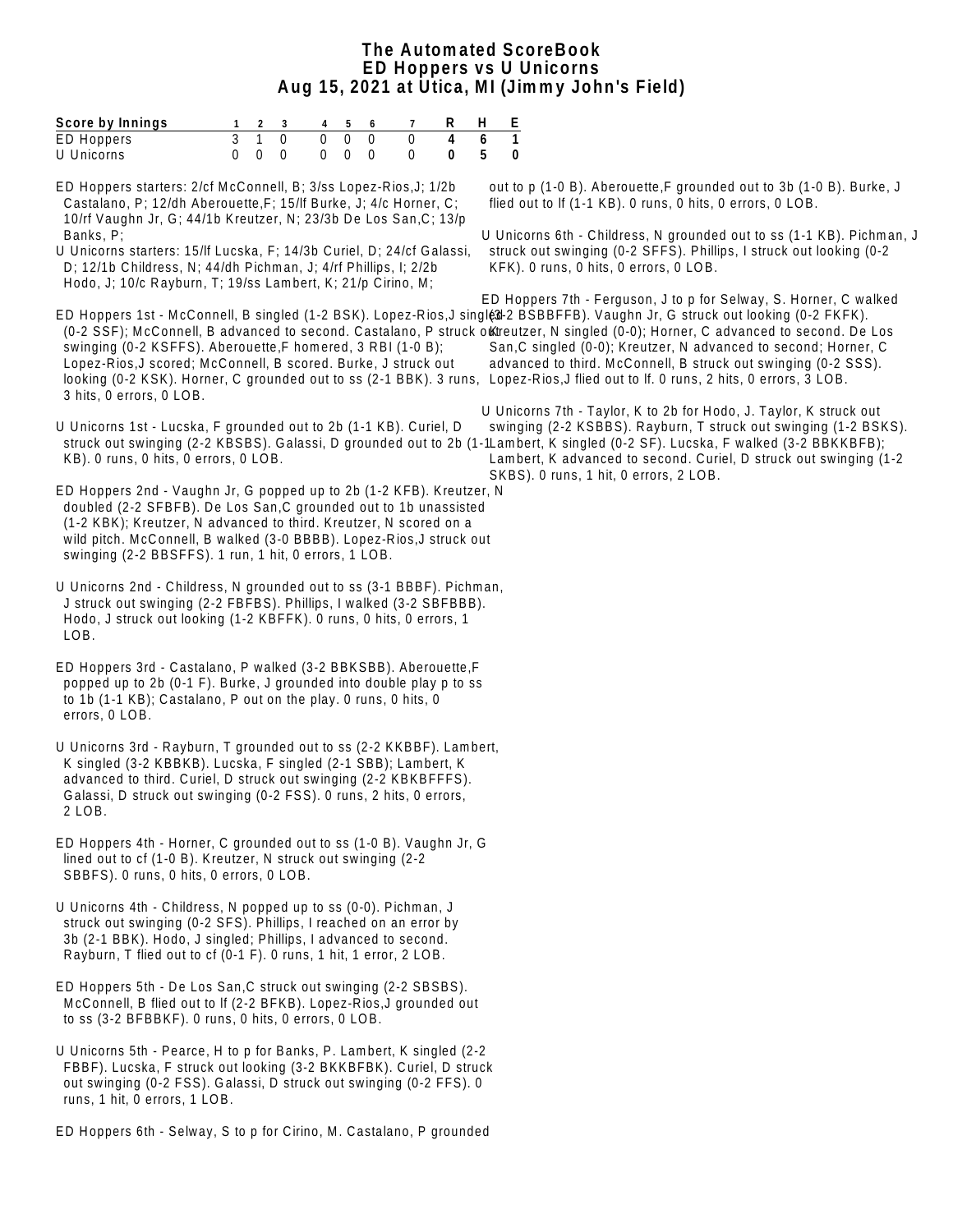# The Automated ScoreBook
## ED Hoppers vs U Unicorns
## Aug 15, 2021 at Utica, MI (Jimmy John's Field)

| Score by Innings | 1 | 2 | 3 | 4 | 5 | 6 | 7 | R | H | E |
|---|---|---|---|---|---|---|---|---|---|---|
| ED Hoppers | 3 | 1 | 0 | 0 | 0 | 0 | 0 | 4 | 6 | 1 |
| U Unicorns | 0 | 0 | 0 | 0 | 0 | 0 | 0 | 0 | 5 | 0 |

ED Hoppers starters: 2/cf McConnell, B; 3/ss Lopez-Rios,J; 1/2b Castalano, P; 12/dh Aberouette,F; 15/lf Burke, J; 4/c Horner, C; 10/rf Vaughn Jr, G; 44/1b Kreutzer, N; 23/3b De Los San,C; 13/p Banks, P;

U Unicorns starters: 15/lf Lucska, F; 14/3b Curiel, D; 24/cf Galassi, D; 12/1b Childress, N; 44/dh Pichman, J; 4/rf Phillips, I; 2/2b Hodo, J; 10/c Rayburn, T; 19/ss Lambert, K; 21/p Cirino, M;

ED Hoppers 1st - McConnell, B singled (1-2 BSK). Lopez-Rios,J singled (0-2 SSF); McConnell, B advanced to second. Castalano, P struck out swinging (0-2 KSFFS). Aberouette,F homered, 3 RBI (1-0 B); Lopez-Rios,J scored; McConnell, B scored. Burke, J struck out looking (0-2 KSK). Horner, C grounded out to ss (2-1 BBK). 3 runs, 3 hits, 0 errors, 0 LOB.

U Unicorns 1st - Lucska, F grounded out to 2b (1-1 KB). Curiel, D struck out swinging (2-2 KBSBS). Galassi, D grounded out to 2b (1-1 KB). 0 runs, 0 hits, 0 errors, 0 LOB.

ED Hoppers 2nd - Vaughn Jr, G popped up to 2b (1-2 KFB). Kreutzer, N doubled (2-2 SFBFB). De Los San,C grounded out to 1b unassisted (1-2 KBK); Kreutzer, N advanced to third. Kreutzer, N scored on a wild pitch. McConnell, B walked (3-0 BBBB). Lopez-Rios,J struck out swinging (2-2 BBSFFS). 1 run, 1 hit, 0 errors, 1 LOB.

U Unicorns 2nd - Childress, N grounded out to ss (3-1 BBBF). Pichman, J struck out swinging (2-2 FBFBS). Phillips, I walked (3-2 SBFBBB). Hodo, J struck out looking (1-2 KBFFK). 0 runs, 0 hits, 0 errors, 1 LOB.

ED Hoppers 3rd - Castalano, P walked (3-2 BBKSBB). Aberouette,F popped up to 2b (0-1 F). Burke, J grounded into double play p to ss to 1b (1-1 KB); Castalano, P out on the play. 0 runs, 0 hits, 0 errors, 0 LOB.

U Unicorns 3rd - Rayburn, T grounded out to ss (2-2 KKBBF). Lambert, K singled (3-2 KBBKB). Lucska, F singled (2-1 SBB); Lambert, K advanced to third. Curiel, D struck out swinging (2-2 KBKBFFFS). Galassi, D struck out swinging (0-2 FSS). 0 runs, 2 hits, 0 errors, 2 LOB.

ED Hoppers 4th - Horner, C grounded out to ss (1-0 B). Vaughn Jr, G lined out to cf (1-0 B). Kreutzer, N struck out swinging (2-2 SBBFS). 0 runs, 0 hits, 0 errors, 0 LOB.

U Unicorns 4th - Childress, N popped up to ss (0-0). Pichman, J struck out swinging (0-2 SFS). Phillips, I reached on an error by 3b (2-1 BBK). Hodo, J singled; Phillips, I advanced to second. Rayburn, T flied out to cf (0-1 F). 0 runs, 1 hit, 1 error, 2 LOB.

ED Hoppers 5th - De Los San,C struck out swinging (2-2 SBSBS). McConnell, B flied out to lf (2-2 BFKB). Lopez-Rios,J grounded out to ss (3-2 BFBBKF). 0 runs, 0 hits, 0 errors, 0 LOB.

U Unicorns 5th - Pearce, H to p for Banks, P. Lambert, K singled (2-2 FBBF). Lucska, F struck out looking (3-2 BKKBFBK). Curiel, D struck out swinging (0-2 FSS). Galassi, D struck out swinging (0-2 FFS). 0 runs, 1 hit, 0 errors, 1 LOB.

ED Hoppers 6th - Selway, S to p for Cirino, M. Castalano, P grounded out to p (1-0 B). Aberouette,F grounded out to 3b (1-0 B). Burke, J flied out to lf (1-1 KB). 0 runs, 0 hits, 0 errors, 0 LOB.

U Unicorns 6th - Childress, N grounded out to ss (1-1 KB). Pichman, J struck out swinging (0-2 SFFS). Phillips, I struck out looking (0-2 KFK). 0 runs, 0 hits, 0 errors, 0 LOB.

ED Hoppers 7th - Ferguson, J to p for Selway, S. Horner, C walked (3-2 BSBBFFB). Vaughn Jr, G struck out looking (0-2 FKFK). Kreutzer, N singled (0-0); Horner, C advanced to second. De Los San,C singled (0-0); Kreutzer, N advanced to second; Horner, C advanced to third. McConnell, B struck out swinging (0-2 SSS). Lopez-Rios,J flied out to lf. 0 runs, 2 hits, 0 errors, 3 LOB.

U Unicorns 7th - Taylor, K to 2b for Hodo, J. Taylor, K struck out swinging (2-2 KSBBS). Rayburn, T struck out swinging (1-2 BSKS). Lambert, K singled (0-2 SF). Lucska, F walked (3-2 BBKKBFB); Lambert, K advanced to second. Curiel, D struck out swinging (1-2 SKBS). 0 runs, 1 hit, 0 errors, 2 LOB.